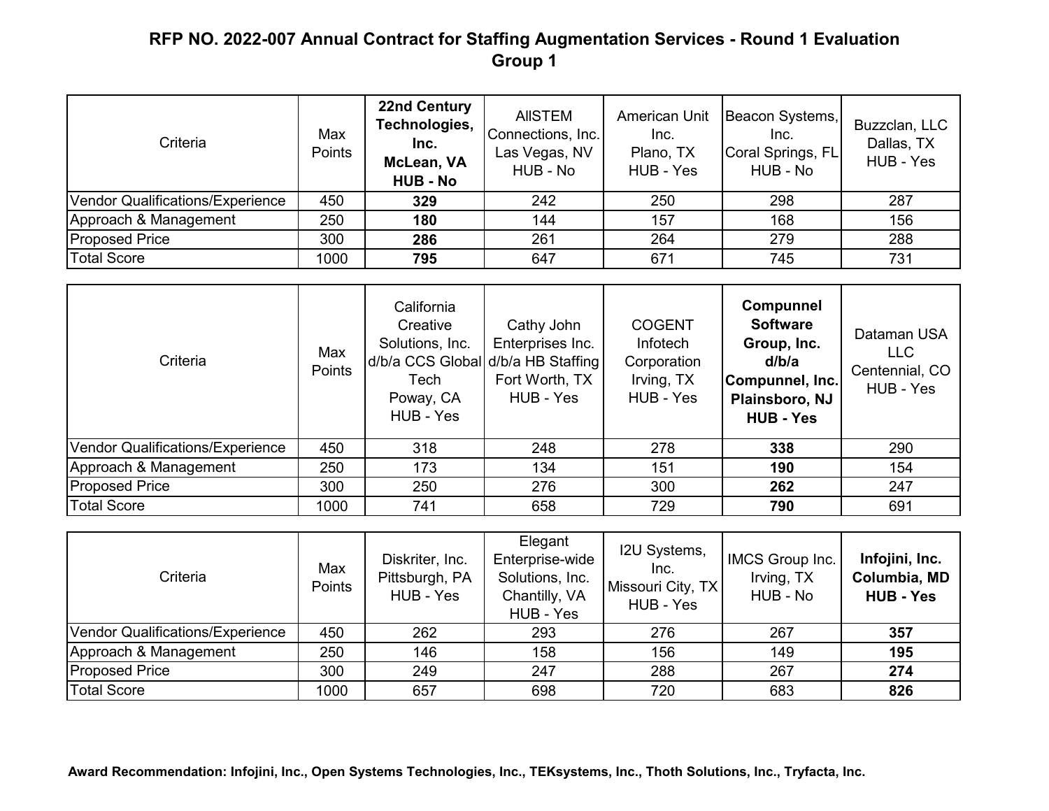# RFP NO. 2022-007 Annual Contract for Staffing Augmentation Services - Round 1 Evaluation

## Group 1

| Criteria | Max Points | **22nd Century Technologies, Inc. McLean, VA HUB - No** | AllSTEM Connections, Inc. Las Vegas, NV HUB - No | American Unit Inc. Plano, TX HUB - Yes | Beacon Systems, Inc. Coral Springs, FL HUB - No | Buzzclan, LLC Dallas, TX HUB - Yes |
|---|---|---|---|---|---|---|
| Vendor Qualifications/Experience | 450 | **329** | 242 | 250 | 298 | 287 |
| Approach & Management | 250 | **180** | 144 | 157 | 168 | 156 |
| Proposed Price | 300 | **286** | 261 | 264 | 279 | 288 |
| Total Score | 1000 | **795** | 647 | 671 | 745 | 731 |

| Criteria | Max Points | California Creative Solutions, Inc. d/b/a CCS Global Tech Poway, CA HUB - Yes | Cathy John Enterprises Inc. d/b/a HB Staffing Fort Worth, TX HUB - Yes | COGENT Infotech Corporation Irving, TX HUB - Yes | **Compunnel Software Group, Inc. d/b/a Compunnel, Inc. Plainsboro, NJ HUB - Yes** | Dataman USA LLC Centennial, CO HUB - Yes |
|---|---|---|---|---|---|---|
| Vendor Qualifications/Experience | 450 | 318 | 248 | 278 | **338** | 290 |
| Approach & Management | 250 | 173 | 134 | 151 | **190** | 154 |
| Proposed Price | 300 | 250 | 276 | 300 | **262** | 247 |
| Total Score | 1000 | 741 | 658 | 729 | **790** | 691 |

| Criteria | Max Points | Diskriter, Inc. Pittsburgh, PA HUB - Yes | Elegant Enterprise-wide Solutions, Inc. Chantilly, VA HUB - Yes | I2U Systems, Inc. Missouri City, TX HUB - Yes | IMCS Group Inc. Irving, TX HUB - No | **Infojini, Inc. Columbia, MD HUB - Yes** |
|---|---|---|---|---|---|---|
| Vendor Qualifications/Experience | 450 | 262 | 293 | 276 | 267 | **357** |
| Approach & Management | 250 | 146 | 158 | 156 | 149 | **195** |
| Proposed Price | 300 | 249 | 247 | 288 | 267 | **274** |
| Total Score | 1000 | 657 | 698 | 720 | 683 | **826** |

**Award Recommendation: Infojini, Inc., Open Systems Technologies, Inc., TEKsystems, Inc., Thoth Solutions, Inc., Tryfacta, Inc.**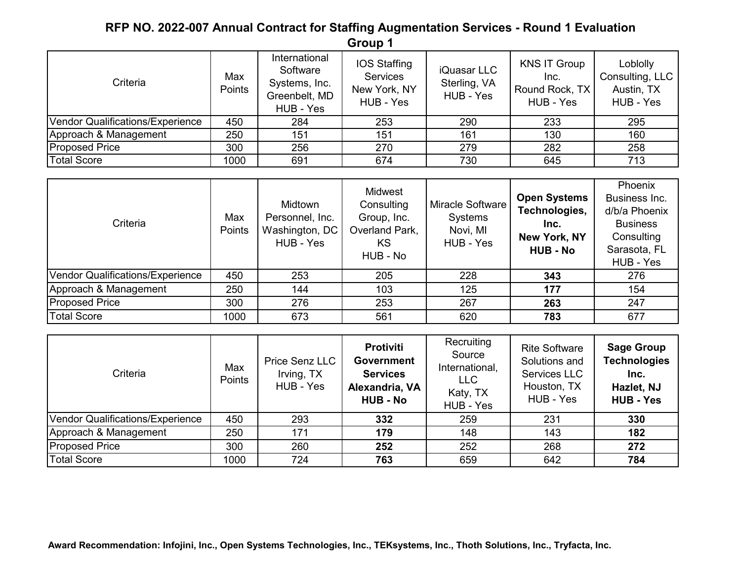## RFP NO. 2022-007 Annual Contract for Staffing Augmentation Services - Round 1 Evaluation
## Group 1

| Criteria | Max Points | International Software Systems, Inc. Greenbelt, MD HUB - Yes | IOS Staffing Services New York, NY HUB - Yes | iQuasar LLC Sterling, VA HUB - Yes | KNS IT Group Inc. Round Rock, TX HUB - Yes | Loblolly Consulting, LLC Austin, TX HUB - Yes |
|---|---|---|---|---|---|---|
| Vendor Qualifications/Experience | 450 | 284 | 253 | 290 | 233 | 295 |
| Approach & Management | 250 | 151 | 151 | 161 | 130 | 160 |
| Proposed Price | 300 | 256 | 270 | 279 | 282 | 258 |
| Total Score | 1000 | 691 | 674 | 730 | 645 | 713 |

| Criteria | Max Points | Midtown Personnel, Inc. Washington, DC HUB - Yes | Midwest Consulting Group, Inc. Overland Park, KS HUB - No | Miracle Software Systems Novi, MI HUB - Yes | **Open Systems Technologies, Inc. New York, NY HUB - No** | Phoenix Business Inc. d/b/a Phoenix Business Consulting Sarasota, FL HUB - Yes |
|---|---|---|---|---|---|---|
| Vendor Qualifications/Experience | 450 | 253 | 205 | 228 | **343** | 276 |
| Approach & Management | 250 | 144 | 103 | 125 | **177** | 154 |
| Proposed Price | 300 | 276 | 253 | 267 | **263** | 247 |
| Total Score | 1000 | 673 | 561 | 620 | **783** | 677 |

| Criteria | Max Points | Price Senz LLC Irving, TX HUB - Yes | **Protiviti Government Services Alexandria, VA HUB - No** | Recruiting Source International, LLC Katy, TX HUB - Yes | Rite Software Solutions and Services LLC Houston, TX HUB - Yes | **Sage Group Technologies Inc. Hazlet, NJ HUB - Yes** |
|---|---|---|---|---|---|---|
| Vendor Qualifications/Experience | 450 | 293 | **332** | 259 | 231 | **330** |
| Approach & Management | 250 | 171 | **179** | 148 | 143 | **182** |
| Proposed Price | 300 | 260 | **252** | 252 | 268 | **272** |
| Total Score | 1000 | 724 | **763** | 659 | 642 | **784** |

**Award Recommendation: Infojini, Inc., Open Systems Technologies, Inc., TEKsystems, Inc., Thoth Solutions, Inc., Tryfacta, Inc.**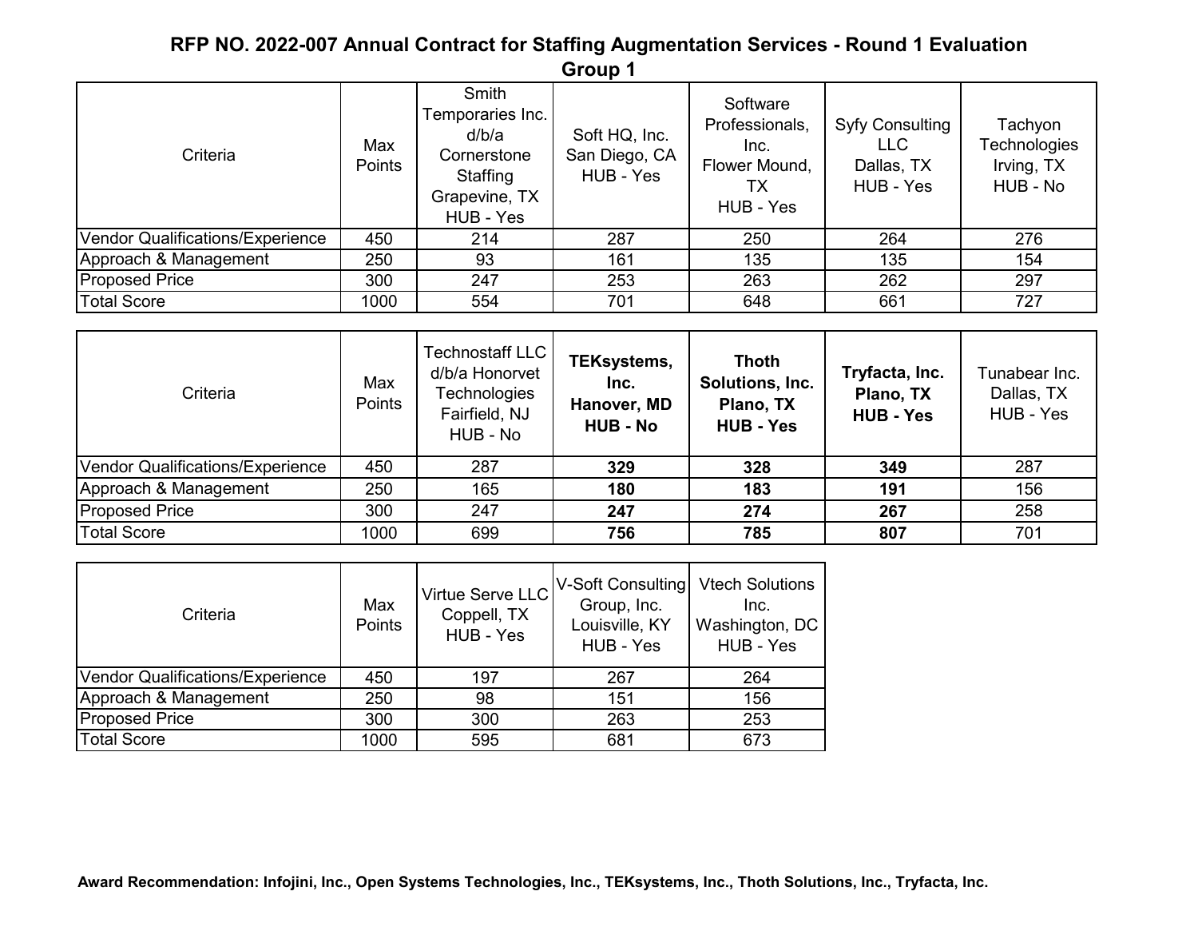## RFP NO. 2022-007 Annual Contract for Staffing Augmentation Services - Round 1 Evaluation

### Group 1

| Criteria | Max Points | Smith Temporaries Inc. d/b/a Cornerstone Staffing Grapevine, TX HUB - Yes | Soft HQ, Inc. San Diego, CA HUB - Yes | Software Professionals, Inc. Flower Mound, TX HUB - Yes | Syfy Consulting LLC Dallas, TX HUB - Yes | Tachyon Technologies Irving, TX HUB - No |
|---|---|---|---|---|---|---|
| Vendor Qualifications/Experience | 450 | 214 | 287 | 250 | 264 | 276 |
| Approach & Management | 250 | 93 | 161 | 135 | 135 | 154 |
| Proposed Price | 300 | 247 | 253 | 263 | 262 | 297 |
| Total Score | 1000 | 554 | 701 | 648 | 661 | 727 |

| Criteria | Max Points | Technostaff LLC d/b/a Honorvet Technologies Fairfield, NJ HUB - No | **TEKsystems, Inc. Hanover, MD HUB - No** | **Thoth Solutions, Inc. Plano, TX HUB - Yes** | **Tryfacta, Inc. Plano, TX HUB - Yes** | Tunabear Inc. Dallas, TX HUB - Yes |
|---|---|---|---|---|---|---|
| Vendor Qualifications/Experience | 450 | 287 | **329** | **328** | **349** | 287 |
| Approach & Management | 250 | 165 | **180** | **183** | **191** | 156 |
| Proposed Price | 300 | 247 | **247** | **274** | **267** | 258 |
| Total Score | 1000 | 699 | **756** | **785** | **807** | 701 |

| Criteria | Max Points | Virtue Serve LLC Coppell, TX HUB - Yes | V-Soft Consulting Group, Inc. Louisville, KY HUB - Yes | Vtech Solutions Inc. Washington, DC HUB - Yes |
|---|---|---|---|---|
| Vendor Qualifications/Experience | 450 | 197 | 267 | 264 |
| Approach & Management | 250 | 98 | 151 | 156 |
| Proposed Price | 300 | 300 | 263 | 253 |
| Total Score | 1000 | 595 | 681 | 673 |

**Award Recommendation: Infojini, Inc., Open Systems Technologies, Inc., TEKsystems, Inc., Thoth Solutions, Inc., Tryfacta, Inc.**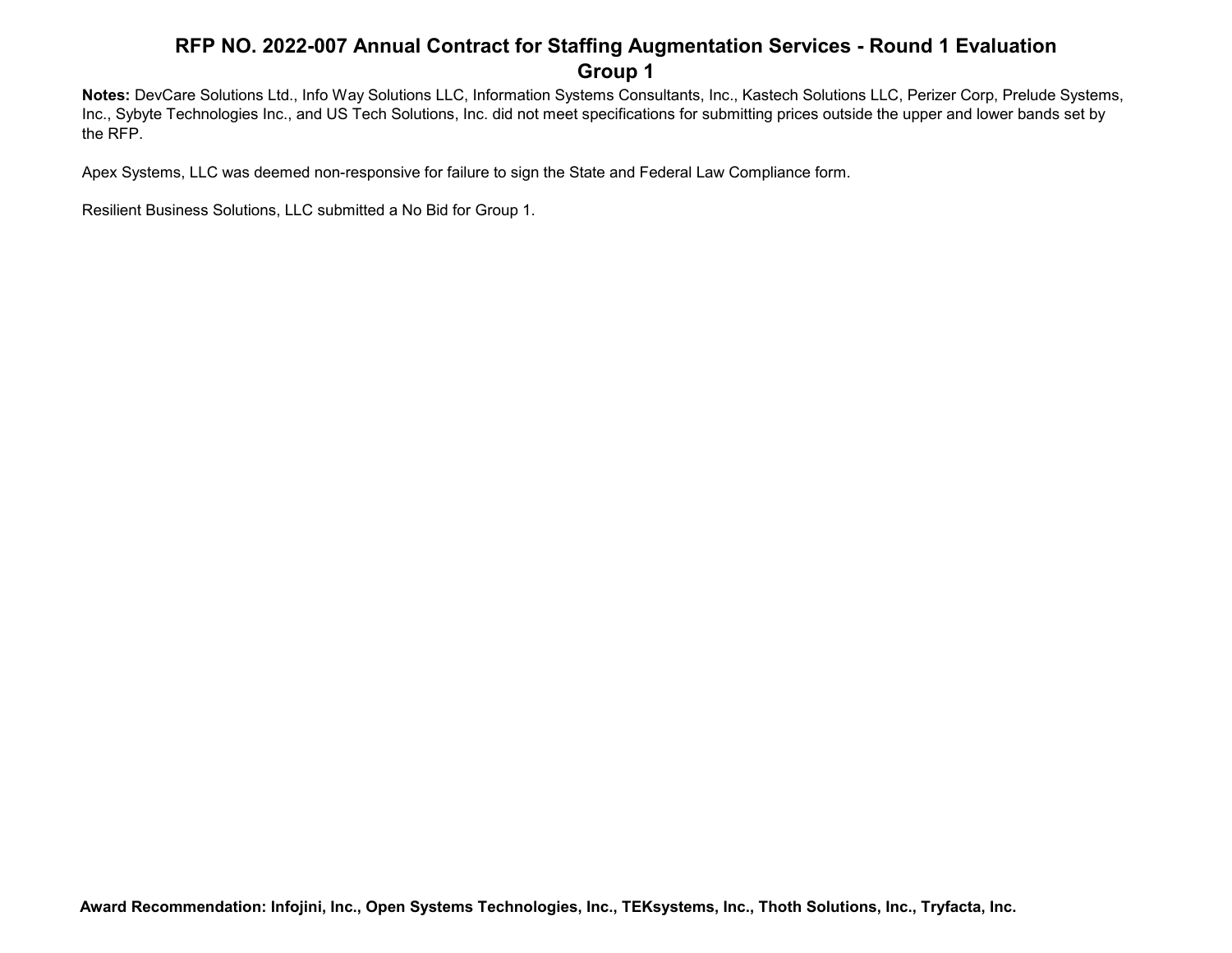# RFP NO. 2022-007 Annual Contract for Staffing Augmentation Services - Round 1 Evaluation

## Group 1

**Notes:** DevCare Solutions Ltd., Info Way Solutions LLC, Information Systems Consultants, Inc., Kastech Solutions LLC, Perizer Corp, Prelude Systems, Inc., Sybyte Technologies Inc., and US Tech Solutions, Inc. did not meet specifications for submitting prices outside the upper and lower bands set by the RFP.

Apex Systems, LLC was deemed non-responsive for failure to sign the State and Federal Law Compliance form.

Resilient Business Solutions, LLC submitted a No Bid for Group 1.

**Award Recommendation: Infojini, Inc., Open Systems Technologies, Inc., TEKsystems, Inc., Thoth Solutions, Inc., Tryfacta, Inc.**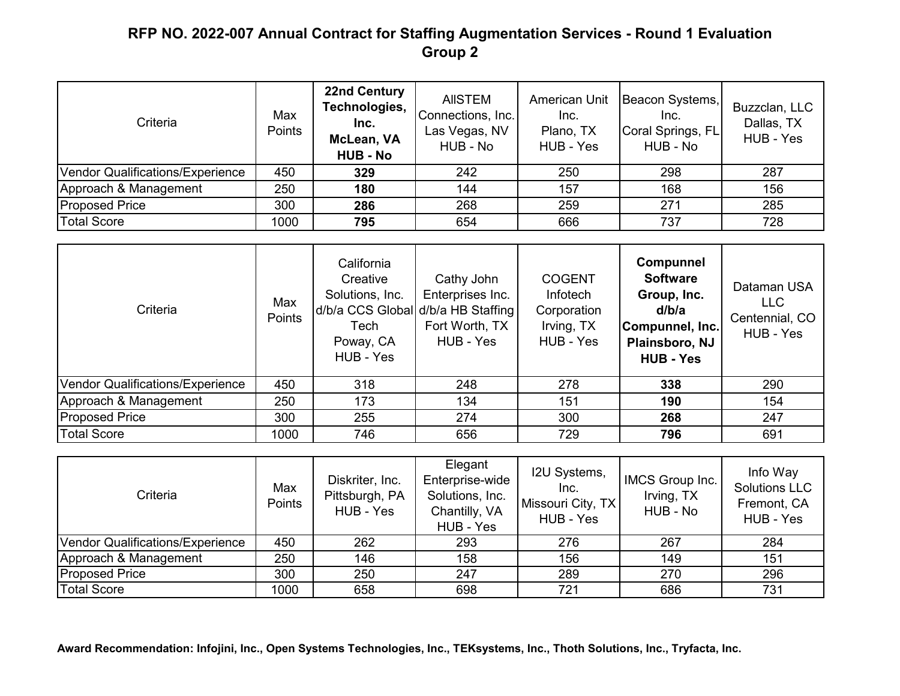# RFP NO. 2022-007 Annual Contract for Staffing Augmentation Services - Round 1 Evaluation Group 2

| Criteria | Max Points | **22nd Century Technologies, Inc. McLean, VA HUB - No** | AllSTEM Connections, Inc. Las Vegas, NV HUB - No | American Unit Inc. Plano, TX HUB - Yes | Beacon Systems, Inc. Coral Springs, FL HUB - No | Buzzclan, LLC Dallas, TX HUB - Yes |
|---|---|---|---|---|---|---|
| Vendor Qualifications/Experience | 450 | **329** | 242 | 250 | 298 | 287 |
| Approach & Management | 250 | **180** | 144 | 157 | 168 | 156 |
| Proposed Price | 300 | **286** | 268 | 259 | 271 | 285 |
| Total Score | 1000 | **795** | 654 | 666 | 737 | 728 |

| Criteria | Max Points | California Creative Solutions, Inc. d/b/a CCS Global Tech Poway, CA HUB - Yes | Cathy John Enterprises Inc. d/b/a HB Staffing Fort Worth, TX HUB - Yes | COGENT Infotech Corporation Irving, TX HUB - Yes | **Compunnel Software Group, Inc. d/b/a Compunnel, Inc. Plainsboro, NJ HUB - Yes** | Dataman USA LLC Centennial, CO HUB - Yes |
|---|---|---|---|---|---|---|
| Vendor Qualifications/Experience | 450 | 318 | 248 | 278 | **338** | 290 |
| Approach & Management | 250 | 173 | 134 | 151 | **190** | 154 |
| Proposed Price | 300 | 255 | 274 | 300 | **268** | 247 |
| Total Score | 1000 | 746 | 656 | 729 | **796** | 691 |

| Criteria | Max Points | Diskriter, Inc. Pittsburgh, PA HUB - Yes | Elegant Enterprise-wide Solutions, Inc. Chantilly, VA HUB - Yes | I2U Systems, Inc. Missouri City, TX HUB - Yes | IMCS Group Inc. Irving, TX HUB - No | Info Way Solutions LLC Fremont, CA HUB - Yes |
|---|---|---|---|---|---|---|
| Vendor Qualifications/Experience | 450 | 262 | 293 | 276 | 267 | 284 |
| Approach & Management | 250 | 146 | 158 | 156 | 149 | 151 |
| Proposed Price | 300 | 250 | 247 | 289 | 270 | 296 |
| Total Score | 1000 | 658 | 698 | 721 | 686 | 731 |

**Award Recommendation: Infojini, Inc., Open Systems Technologies, Inc., TEKsystems, Inc., Thoth Solutions, Inc., Tryfacta, Inc.**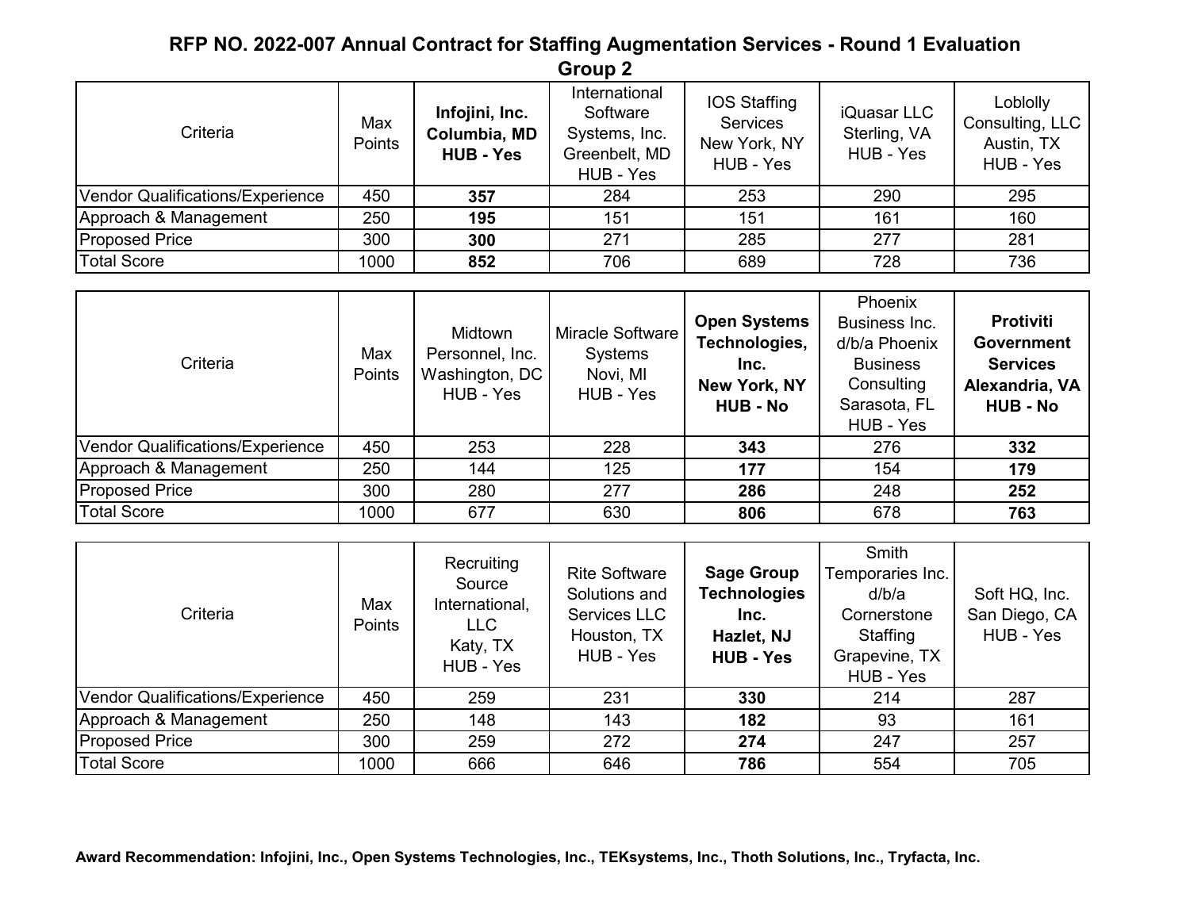## RFP NO. 2022-007 Annual Contract for Staffing Augmentation Services - Round 1 Evaluation

### Group 2

| Criteria | Max Points | **Infojini, Inc. Columbia, MD HUB - Yes** | International Software Systems, Inc. Greenbelt, MD HUB - Yes | IOS Staffing Services New York, NY HUB - Yes | iQuasar LLC Sterling, VA HUB - Yes | Loblolly Consulting, LLC Austin, TX HUB - Yes |
|---|---|---|---|---|---|---|
| Vendor Qualifications/Experience | 450 | **357** | 284 | 253 | 290 | 295 |
| Approach & Management | 250 | **195** | 151 | 151 | 161 | 160 |
| Proposed Price | 300 | **300** | 271 | 285 | 277 | 281 |
| Total Score | 1000 | **852** | 706 | 689 | 728 | 736 |

| Criteria | Max Points | Midtown Personnel, Inc. Washington, DC HUB - Yes | Miracle Software Systems Novi, MI HUB - Yes | **Open Systems Technologies, Inc. New York, NY HUB - No** | Phoenix Business Inc. d/b/a Phoenix Business Consulting Sarasota, FL HUB - Yes | **Protiviti Government Services Alexandria, VA HUB - No** |
|---|---|---|---|---|---|---|
| Vendor Qualifications/Experience | 450 | 253 | 228 | **343** | 276 | **332** |
| Approach & Management | 250 | 144 | 125 | **177** | 154 | **179** |
| Proposed Price | 300 | 280 | 277 | **286** | 248 | **252** |
| Total Score | 1000 | 677 | 630 | **806** | 678 | **763** |

| Criteria | Max Points | Recruiting Source International, LLC Katy, TX HUB - Yes | Rite Software Solutions and Services LLC Houston, TX HUB - Yes | **Sage Group Technologies Inc. Hazlet, NJ HUB - Yes** | Smith Temporaries Inc. d/b/a Cornerstone Staffing Grapevine, TX HUB - Yes | Soft HQ, Inc. San Diego, CA HUB - Yes |
|---|---|---|---|---|---|---|
| Vendor Qualifications/Experience | 450 | 259 | 231 | **330** | 214 | 287 |
| Approach & Management | 250 | 148 | 143 | **182** | 93 | 161 |
| Proposed Price | 300 | 259 | 272 | **274** | 247 | 257 |
| Total Score | 1000 | 666 | 646 | **786** | 554 | 705 |

**Award Recommendation: Infojini, Inc., Open Systems Technologies, Inc., TEKsystems, Inc., Thoth Solutions, Inc., Tryfacta, Inc.**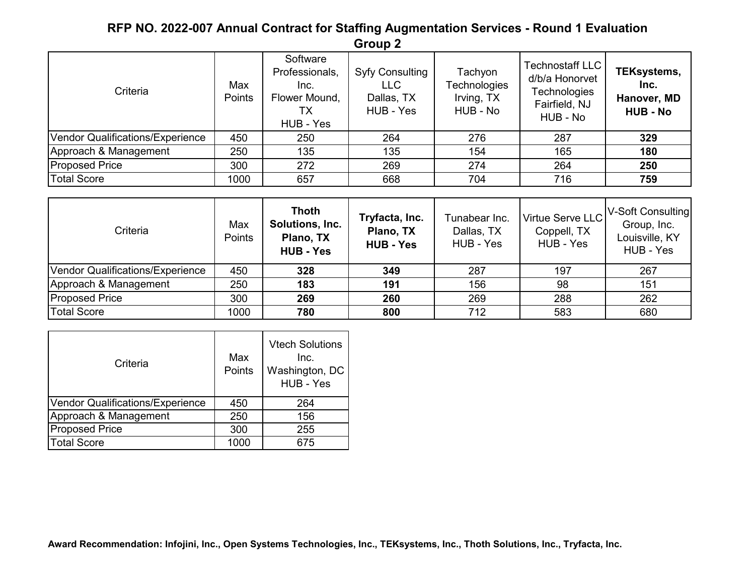# RFP NO. 2022-007 Annual Contract for Staffing Augmentation Services - Round 1 Evaluation

## Group 2

| Criteria | Max Points | Software Professionals, Inc. Flower Mound, TX HUB - Yes | Syfy Consulting LLC Dallas, TX HUB - Yes | Tachyon Technologies Irving, TX HUB - No | Technostaff LLC d/b/a Honorvet Technologies Fairfield, NJ HUB - No | **TEKsystems, Inc. Hanover, MD HUB - No** |
|---|---|---|---|---|---|---|
| Vendor Qualifications/Experience | 450 | 250 | 264 | 276 | 287 | **329** |
| Approach & Management | 250 | 135 | 135 | 154 | 165 | **180** |
| Proposed Price | 300 | 272 | 269 | 274 | 264 | **250** |
| Total Score | 1000 | 657 | 668 | 704 | 716 | **759** |

| Criteria | Max Points | **Thoth Solutions, Inc. Plano, TX HUB - Yes** | **Tryfacta, Inc. Plano, TX HUB - Yes** | Tunabear Inc. Dallas, TX HUB - Yes | Virtue Serve LLC Coppell, TX HUB - Yes | V-Soft Consulting Group, Inc. Louisville, KY HUB - Yes |
|---|---|---|---|---|---|---|
| Vendor Qualifications/Experience | 450 | **328** | **349** | 287 | 197 | 267 |
| Approach & Management | 250 | **183** | **191** | 156 | 98 | 151 |
| Proposed Price | 300 | **269** | **260** | 269 | 288 | 262 |
| Total Score | 1000 | **780** | **800** | 712 | 583 | 680 |

| Criteria | Max Points | Vtech Solutions Inc. Washington, DC HUB - Yes |
|---|---|---|
| Vendor Qualifications/Experience | 450 | 264 |
| Approach & Management | 250 | 156 |
| Proposed Price | 300 | 255 |
| Total Score | 1000 | 675 |

**Award Recommendation: Infojini, Inc., Open Systems Technologies, Inc., TEKsystems, Inc., Thoth Solutions, Inc., Tryfacta, Inc.**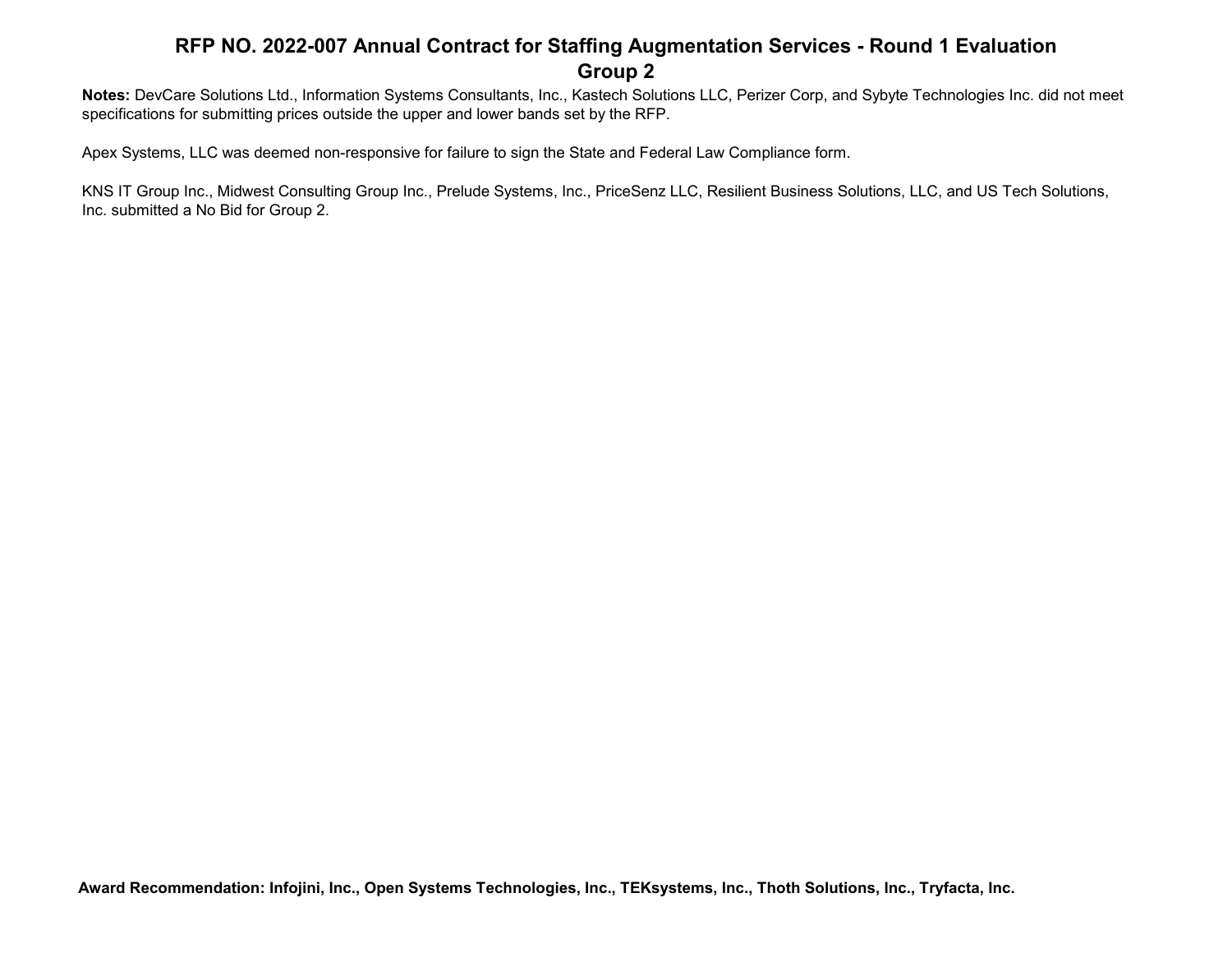# RFP NO. 2022-007 Annual Contract for Staffing Augmentation Services - Round 1 Evaluation
## Group 2

**Notes:** DevCare Solutions Ltd., Information Systems Consultants, Inc., Kastech Solutions LLC, Perizer Corp, and Sybyte Technologies Inc. did not meet specifications for submitting prices outside the upper and lower bands set by the RFP.

Apex Systems, LLC was deemed non-responsive for failure to sign the State and Federal Law Compliance form.

KNS IT Group Inc., Midwest Consulting Group Inc., Prelude Systems, Inc., PriceSenz LLC, Resilient Business Solutions, LLC, and US Tech Solutions, Inc. submitted a No Bid for Group 2.

**Award Recommendation: Infojini, Inc., Open Systems Technologies, Inc., TEKsystems, Inc., Thoth Solutions, Inc., Tryfacta, Inc.**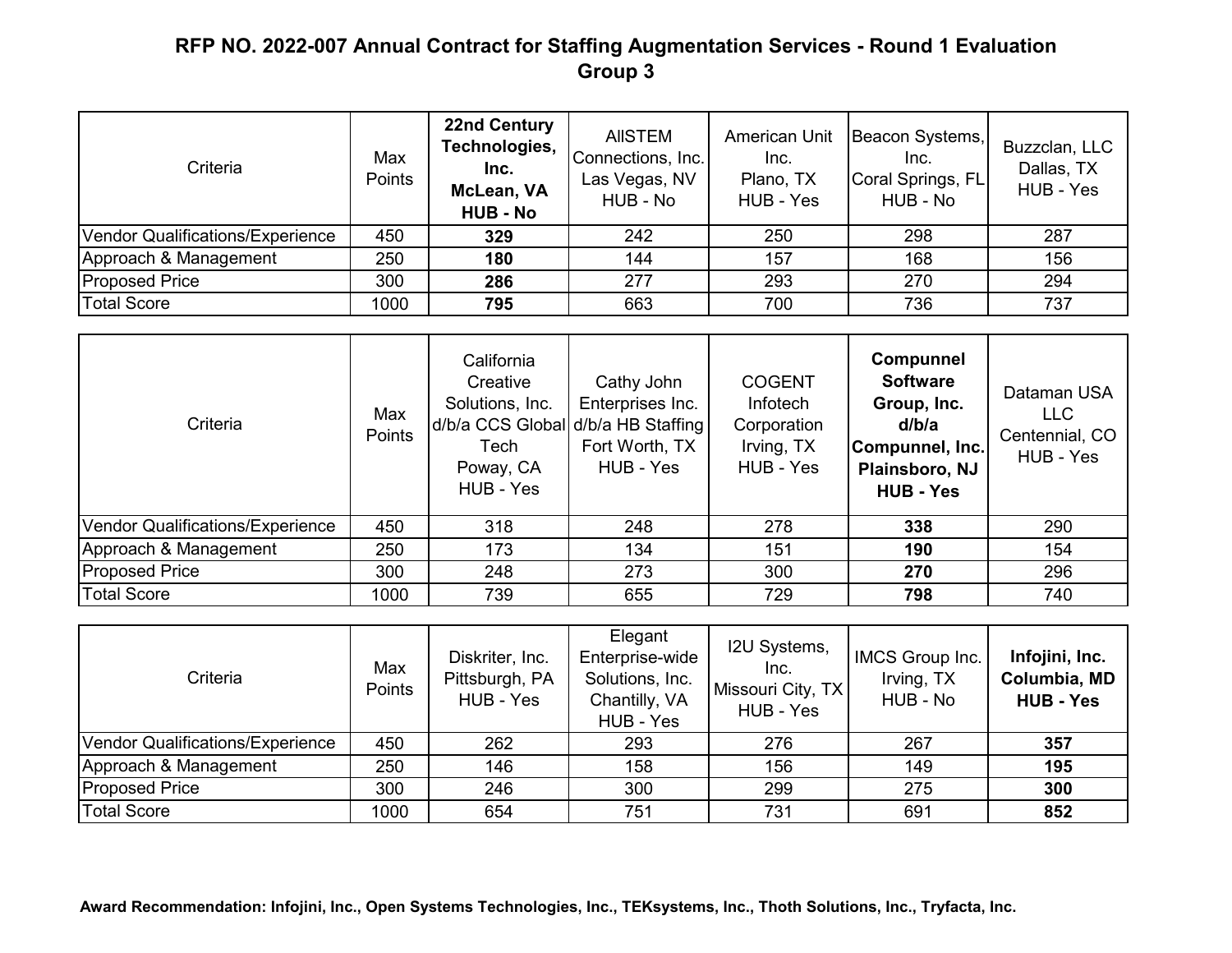# RFP NO. 2022-007 Annual Contract for Staffing Augmentation Services - Round 1 Evaluation
## Group 3

| Criteria | Max Points | **22nd Century Technologies, Inc. McLean, VA HUB - No** | AllSTEM Connections, Inc. Las Vegas, NV HUB - No | American Unit Inc. Plano, TX HUB - Yes | Beacon Systems, Inc. Coral Springs, FL HUB - No | Buzzclan, LLC Dallas, TX HUB - Yes |
|---|---|---|---|---|---|---|
| Vendor Qualifications/Experience | 450 | **329** | 242 | 250 | 298 | 287 |
| Approach & Management | 250 | **180** | 144 | 157 | 168 | 156 |
| Proposed Price | 300 | **286** | 277 | 293 | 270 | 294 |
| Total Score | 1000 | **795** | 663 | 700 | 736 | 737 |

| Criteria | Max Points | California Creative Solutions, Inc. d/b/a CCS Global Tech Poway, CA HUB - Yes | Cathy John Enterprises Inc. d/b/a HB Staffing Fort Worth, TX HUB - Yes | COGENT Infotech Corporation Irving, TX HUB - Yes | **Compunnel Software Group, Inc. d/b/a Compunnel, Inc. Plainsboro, NJ HUB - Yes** | Dataman USA LLC Centennial, CO HUB - Yes |
|---|---|---|---|---|---|---|
| Vendor Qualifications/Experience | 450 | 318 | 248 | 278 | **338** | 290 |
| Approach & Management | 250 | 173 | 134 | 151 | **190** | 154 |
| Proposed Price | 300 | 248 | 273 | 300 | **270** | 296 |
| Total Score | 1000 | 739 | 655 | 729 | **798** | 740 |

| Criteria | Max Points | Diskriter, Inc. Pittsburgh, PA HUB - Yes | Elegant Enterprise-wide Solutions, Inc. Chantilly, VA HUB - Yes | I2U Systems, Inc. Missouri City, TX HUB - Yes | IMCS Group Inc. Irving, TX HUB - No | **Infojini, Inc. Columbia, MD HUB - Yes** |
|---|---|---|---|---|---|---|
| Vendor Qualifications/Experience | 450 | 262 | 293 | 276 | 267 | **357** |
| Approach & Management | 250 | 146 | 158 | 156 | 149 | **195** |
| Proposed Price | 300 | 246 | 300 | 299 | 275 | **300** |
| Total Score | 1000 | 654 | 751 | 731 | 691 | **852** |

**Award Recommendation: Infojini, Inc., Open Systems Technologies, Inc., TEKsystems, Inc., Thoth Solutions, Inc., Tryfacta, Inc.**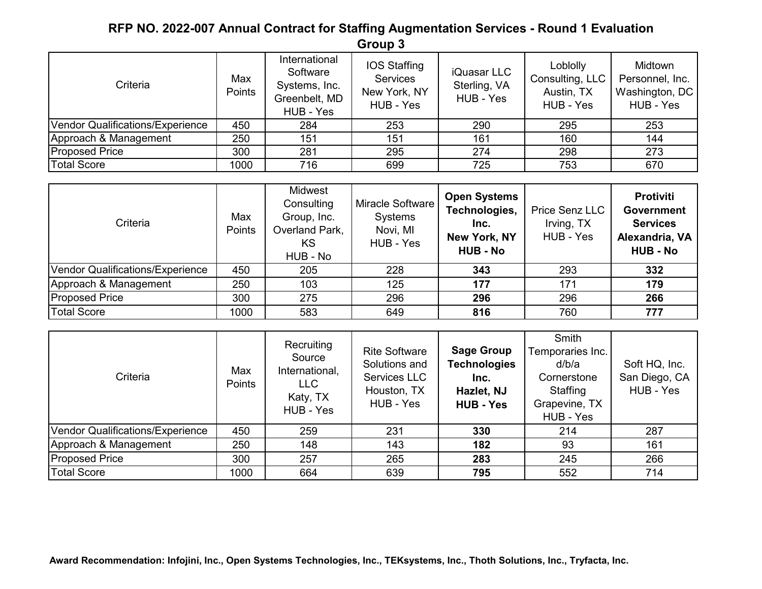# RFP NO. 2022-007 Annual Contract for Staffing Augmentation Services - Round 1 Evaluation

## Group 3

| Criteria | Max Points | International Software Systems, Inc. Greenbelt, MD HUB - Yes | IOS Staffing Services New York, NY HUB - Yes | iQuasar LLC Sterling, VA HUB - Yes | Loblolly Consulting, LLC Austin, TX HUB - Yes | Midtown Personnel, Inc. Washington, DC HUB - Yes |
|---|---|---|---|---|---|---|
| Vendor Qualifications/Experience | 450 | 284 | 253 | 290 | 295 | 253 |
| Approach & Management | 250 | 151 | 151 | 161 | 160 | 144 |
| Proposed Price | 300 | 281 | 295 | 274 | 298 | 273 |
| Total Score | 1000 | 716 | 699 | 725 | 753 | 670 |

| Criteria | Max Points | Midwest Consulting Group, Inc. Overland Park, KS HUB - No | Miracle Software Systems Novi, MI HUB - Yes | **Open Systems Technologies, Inc. New York, NY HUB - No** | Price Senz LLC Irving, TX HUB - Yes | **Protiviti Government Services Alexandria, VA HUB - No** |
|---|---|---|---|---|---|---|
| Vendor Qualifications/Experience | 450 | 205 | 228 | **343** | 293 | **332** |
| Approach & Management | 250 | 103 | 125 | **177** | 171 | **179** |
| Proposed Price | 300 | 275 | 296 | **296** | 296 | **266** |
| Total Score | 1000 | 583 | 649 | **816** | 760 | **777** |

| Criteria | Max Points | Recruiting Source International, LLC Katy, TX HUB - Yes | Rite Software Solutions and Services LLC Houston, TX HUB - Yes | **Sage Group Technologies Inc. Hazlet, NJ HUB - Yes** | Smith Temporaries Inc. d/b/a Cornerstone Staffing Grapevine, TX HUB - Yes | Soft HQ, Inc. San Diego, CA HUB - Yes |
|---|---|---|---|---|---|---|
| Vendor Qualifications/Experience | 450 | 259 | 231 | **330** | 214 | 287 |
| Approach & Management | 250 | 148 | 143 | **182** | 93 | 161 |
| Proposed Price | 300 | 257 | 265 | **283** | 245 | 266 |
| Total Score | 1000 | 664 | 639 | **795** | 552 | 714 |

**Award Recommendation: Infojini, Inc., Open Systems Technologies, Inc., TEKsystems, Inc., Thoth Solutions, Inc., Tryfacta, Inc.**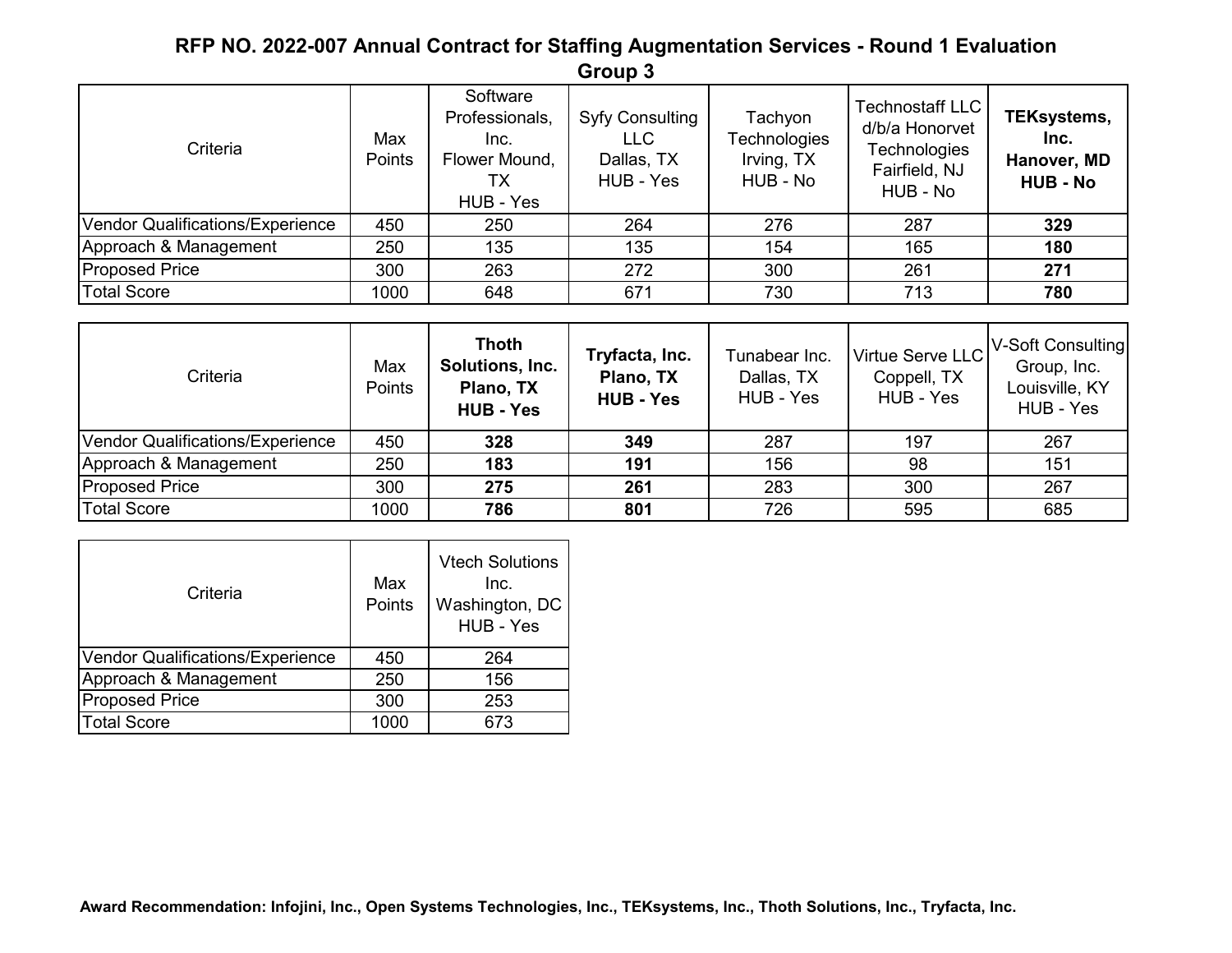## RFP NO. 2022-007 Annual Contract for Staffing Augmentation Services - Round 1 Evaluation

### Group 3

| Criteria | Max Points | Software Professionals, Inc. Flower Mound, TX HUB - Yes | Syfy Consulting LLC Dallas, TX HUB - Yes | Tachyon Technologies Irving, TX HUB - No | Technostaff LLC d/b/a Honorvet Technologies Fairfield, NJ HUB - No | **TEKsystems, Inc. Hanover, MD HUB - No** |
|---|---|---|---|---|---|---|
| Vendor Qualifications/Experience | 450 | 250 | 264 | 276 | 287 | **329** |
| Approach & Management | 250 | 135 | 135 | 154 | 165 | **180** |
| Proposed Price | 300 | 263 | 272 | 300 | 261 | **271** |
| Total Score | 1000 | 648 | 671 | 730 | 713 | **780** |

| Criteria | Max Points | **Thoth Solutions, Inc. Plano, TX HUB - Yes** | **Tryfacta, Inc. Plano, TX HUB - Yes** | Tunabear Inc. Dallas, TX HUB - Yes | Virtue Serve LLC Coppell, TX HUB - Yes | V-Soft Consulting Group, Inc. Louisville, KY HUB - Yes |
|---|---|---|---|---|---|---|
| Vendor Qualifications/Experience | 450 | **328** | **349** | 287 | 197 | 267 |
| Approach & Management | 250 | **183** | **191** | 156 | 98 | 151 |
| Proposed Price | 300 | **275** | **261** | 283 | 300 | 267 |
| Total Score | 1000 | **786** | **801** | 726 | 595 | 685 |

| Criteria | Max Points | Vtech Solutions Inc. Washington, DC HUB - Yes |
|---|---|---|
| Vendor Qualifications/Experience | 450 | 264 |
| Approach & Management | 250 | 156 |
| Proposed Price | 300 | 253 |
| Total Score | 1000 | 673 |

**Award Recommendation: Infojini, Inc., Open Systems Technologies, Inc., TEKsystems, Inc., Thoth Solutions, Inc., Tryfacta, Inc.**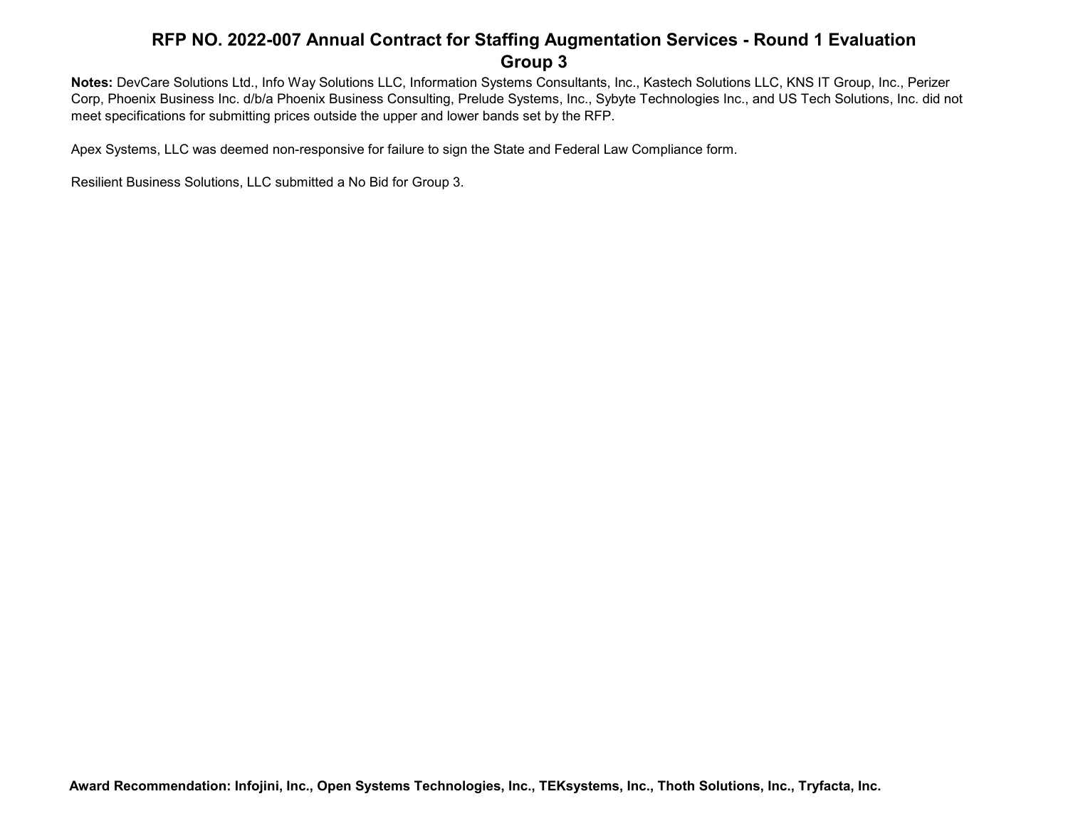# RFP NO. 2022-007 Annual Contract for Staffing Augmentation Services - Round 1 Evaluation

## Group 3

**Notes:** DevCare Solutions Ltd., Info Way Solutions LLC, Information Systems Consultants, Inc., Kastech Solutions LLC, KNS IT Group, Inc., Perizer Corp, Phoenix Business Inc. d/b/a Phoenix Business Consulting, Prelude Systems, Inc., Sybyte Technologies Inc., and US Tech Solutions, Inc. did not meet specifications for submitting prices outside the upper and lower bands set by the RFP.

Apex Systems, LLC was deemed non-responsive for failure to sign the State and Federal Law Compliance form.

Resilient Business Solutions, LLC submitted a No Bid for Group 3.

**Award Recommendation: Infojini, Inc., Open Systems Technologies, Inc., TEKsystems, Inc., Thoth Solutions, Inc., Tryfacta, Inc.**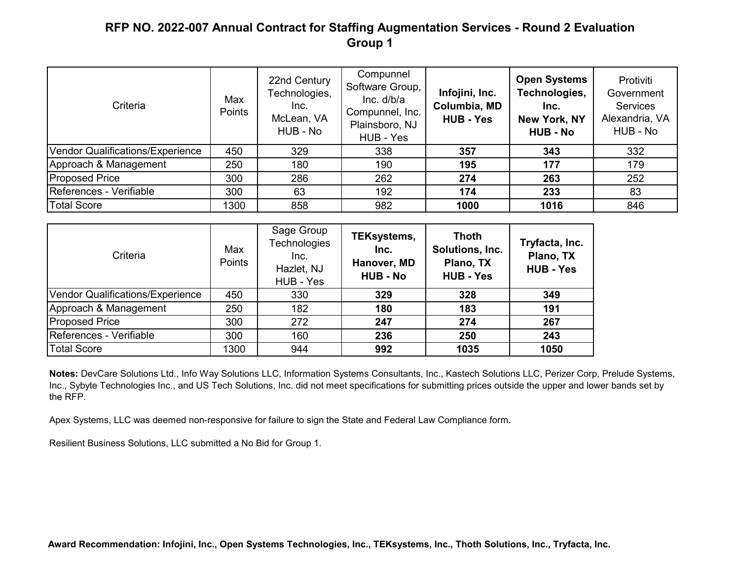# RFP NO. 2022-007 Annual Contract for Staffing Augmentation Services - Round 2 Evaluation
## Group 1

| Criteria | Max Points | 22nd Century Technologies, Inc. McLean, VA HUB - No | Compunnel Software Group, Inc. d/b/a Compunnel, Inc. Plainsboro, NJ HUB - Yes | **Infojini, Inc. Columbia, MD HUB - Yes** | **Open Systems Technologies, Inc. New York, NY HUB - No** | Protiviti Government Services Alexandria, VA HUB - No |
|---|---|---|---|---|---|---|
| Vendor Qualifications/Experience | 450 | 329 | 338 | **357** | **343** | 332 |
| Approach & Management | 250 | 180 | 190 | **195** | **177** | 179 |
| Proposed Price | 300 | 286 | 262 | **274** | **263** | 252 |
| References - Verifiable | 300 | 63 | 192 | **174** | **233** | 83 |
| Total Score | 1300 | 858 | 982 | **1000** | **1016** | 846 |

| Criteria | Max Points | Sage Group Technologies Inc. Hazlet, NJ HUB - Yes | **TEKsystems, Inc. Hanover, MD HUB - No** | **Thoth Solutions, Inc. Plano, TX HUB - Yes** | **Tryfacta, Inc. Plano, TX HUB - Yes** |
|---|---|---|---|---|---|
| Vendor Qualifications/Experience | 450 | 330 | **329** | **328** | **349** |
| Approach & Management | 250 | 182 | **180** | **183** | **191** |
| Proposed Price | 300 | 272 | **247** | **274** | **267** |
| References - Verifiable | 300 | 160 | **236** | **250** | **243** |
| Total Score | 1300 | 944 | **992** | **1035** | **1050** |

**Notes:** DevCare Solutions Ltd., Info Way Solutions LLC, Information Systems Consultants, Inc., Kastech Solutions LLC, Perizer Corp, Prelude Systems, Inc., Sybyte Technologies Inc., and US Tech Solutions, Inc. did not meet specifications for submitting prices outside the upper and lower bands set by the RFP.

Apex Systems, LLC was deemed non-responsive for failure to sign the State and Federal Law Compliance form.

Resilient Business Solutions, LLC submitted a No Bid for Group 1.

**Award Recommendation: Infojini, Inc., Open Systems Technologies, Inc., TEKsystems, Inc., Thoth Solutions, Inc., Tryfacta, Inc.**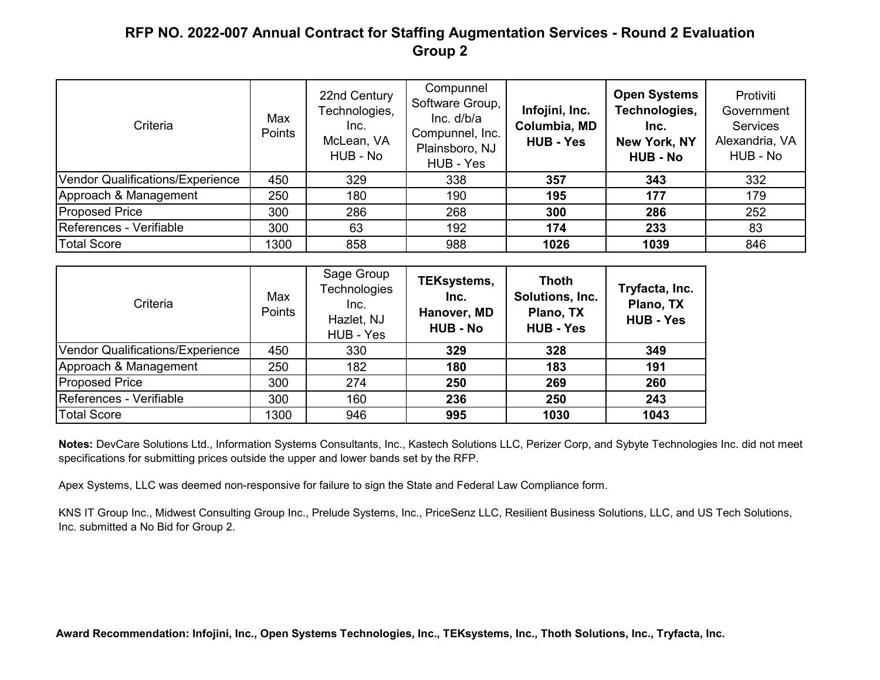# RFP NO. 2022-007 Annual Contract for Staffing Augmentation Services - Round 2 Evaluation
## Group 2

| Criteria | Max Points | 22nd Century Technologies, Inc. McLean, VA HUB - No | Compunnel Software Group, Inc. d/b/a Compunnel, Inc. Plainsboro, NJ HUB - Yes | **Infojini, Inc. Columbia, MD HUB - Yes** | **Open Systems Technologies, Inc. New York, NY HUB - No** | Protiviti Government Services Alexandria, VA HUB - No |
|---|---|---|---|---|---|---|
| Vendor Qualifications/Experience | 450 | 329 | 338 | **357** | **343** | 332 |
| Approach & Management | 250 | 180 | 190 | **195** | **177** | 179 |
| Proposed Price | 300 | 286 | 268 | **300** | **286** | 252 |
| References - Verifiable | 300 | 63 | 192 | **174** | **233** | 83 |
| Total Score | 1300 | 858 | 988 | **1026** | **1039** | 846 |

| Criteria | Max Points | Sage Group Technologies Inc. Hazlet, NJ HUB - Yes | **TEKsystems, Inc. Hanover, MD HUB - No** | **Thoth Solutions, Inc. Plano, TX HUB - Yes** | **Tryfacta, Inc. Plano, TX HUB - Yes** |
|---|---|---|---|---|---|
| Vendor Qualifications/Experience | 450 | 330 | **329** | **328** | **349** |
| Approach & Management | 250 | 182 | **180** | **183** | **191** |
| Proposed Price | 300 | 274 | **250** | **269** | **260** |
| References - Verifiable | 300 | 160 | **236** | **250** | **243** |
| Total Score | 1300 | 946 | **995** | **1030** | **1043** |

**Notes:** DevCare Solutions Ltd., Information Systems Consultants, Inc., Kastech Solutions LLC, Perizer Corp, and Sybyte Technologies Inc. did not meet specifications for submitting prices outside the upper and lower bands set by the RFP.

Apex Systems, LLC was deemed non-responsive for failure to sign the State and Federal Law Compliance form.

KNS IT Group Inc., Midwest Consulting Group Inc., Prelude Systems, Inc., PriceSenz LLC, Resilient Business Solutions, LLC, and US Tech Solutions, Inc. submitted a No Bid for Group 2.

**Award Recommendation: Infojini, Inc., Open Systems Technologies, Inc., TEKsystems, Inc., Thoth Solutions, Inc., Tryfacta, Inc.**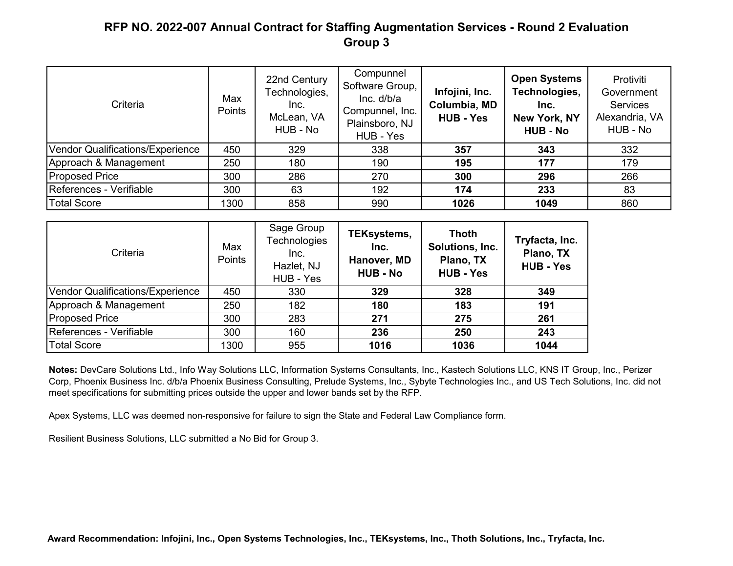# RFP NO. 2022-007 Annual Contract for Staffing Augmentation Services - Round 2 Evaluation Group 3

| Criteria | Max Points | 22nd Century Technologies, Inc. McLean, VA HUB - No | Compunnel Software Group, Inc. d/b/a Compunnel, Inc. Plainsboro, NJ HUB - Yes | **Infojini, Inc. Columbia, MD HUB - Yes** | **Open Systems Technologies, Inc. New York, NY HUB - No** | Protiviti Government Services Alexandria, VA HUB - No |
|---|---|---|---|---|---|---|
| Vendor Qualifications/Experience | 450 | 329 | 338 | **357** | **343** | 332 |
| Approach & Management | 250 | 180 | 190 | **195** | **177** | 179 |
| Proposed Price | 300 | 286 | 270 | **300** | **296** | 266 |
| References - Verifiable | 300 | 63 | 192 | **174** | **233** | 83 |
| Total Score | 1300 | 858 | 990 | **1026** | **1049** | 860 |

| Criteria | Max Points | Sage Group Technologies Inc. Hazlet, NJ HUB - Yes | **TEKsystems, Inc. Hanover, MD HUB - No** | **Thoth Solutions, Inc. Plano, TX HUB - Yes** | **Tryfacta, Inc. Plano, TX HUB - Yes** |
|---|---|---|---|---|---|
| Vendor Qualifications/Experience | 450 | 330 | **329** | **328** | **349** |
| Approach & Management | 250 | 182 | **180** | **183** | **191** |
| Proposed Price | 300 | 283 | **271** | **275** | **261** |
| References - Verifiable | 300 | 160 | **236** | **250** | **243** |
| Total Score | 1300 | 955 | **1016** | **1036** | **1044** |

**Notes:** DevCare Solutions Ltd., Info Way Solutions LLC, Information Systems Consultants, Inc., Kastech Solutions LLC, KNS IT Group, Inc., Perizer Corp, Phoenix Business Inc. d/b/a Phoenix Business Consulting, Prelude Systems, Inc., Sybyte Technologies Inc., and US Tech Solutions, Inc. did not meet specifications for submitting prices outside the upper and lower bands set by the RFP.

Apex Systems, LLC was deemed non-responsive for failure to sign the State and Federal Law Compliance form.

Resilient Business Solutions, LLC submitted a No Bid for Group 3.

**Award Recommendation: Infojini, Inc., Open Systems Technologies, Inc., TEKsystems, Inc., Thoth Solutions, Inc., Tryfacta, Inc.**